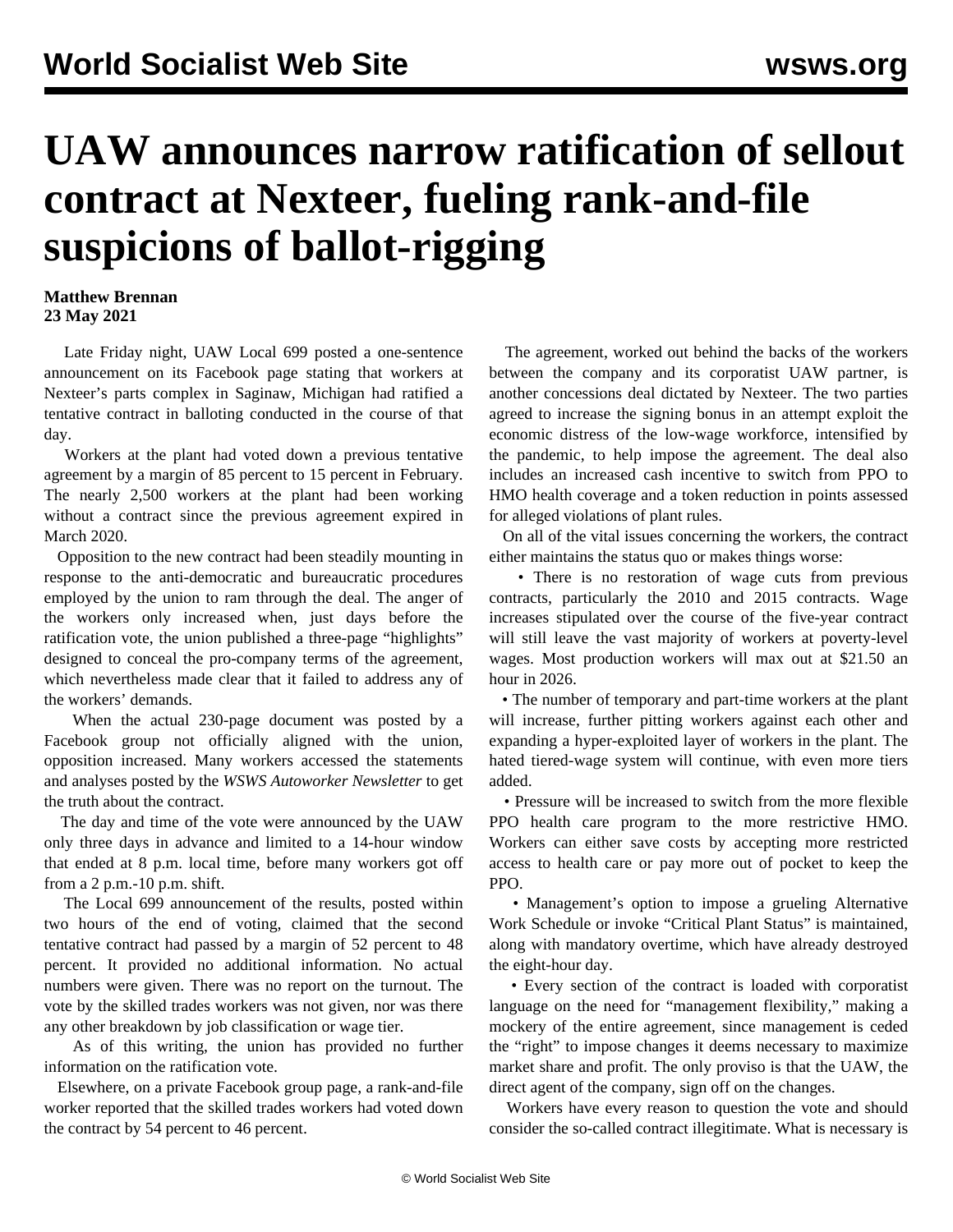# UAW announces narrow ratification of sellout contract at Nexteer, fueling rank-and-file suspicions of ballot-rigging

**Matthew Brennan**
**23 May 2021**

Late Friday night, UAW Local 699 posted a one-sentence announcement on its Facebook page stating that workers at Nexteer's parts complex in Saginaw, Michigan had ratified a tentative contract in balloting conducted in the course of that day.

Workers at the plant had voted down a previous tentative agreement by a margin of 85 percent to 15 percent in February. The nearly 2,500 workers at the plant had been working without a contract since the previous agreement expired in March 2020.

Opposition to the new contract had been steadily mounting in response to the anti-democratic and bureaucratic procedures employed by the union to ram through the deal. The anger of the workers only increased when, just days before the ratification vote, the union published a three-page "highlights" designed to conceal the pro-company terms of the agreement, which nevertheless made clear that it failed to address any of the workers' demands.

When the actual 230-page document was posted by a Facebook group not officially aligned with the union, opposition increased. Many workers accessed the statements and analyses posted by the *WSWS Autoworker Newsletter* to get the truth about the contract.

The day and time of the vote were announced by the UAW only three days in advance and limited to a 14-hour window that ended at 8 p.m. local time, before many workers got off from a 2 p.m.-10 p.m. shift.

The Local 699 announcement of the results, posted within two hours of the end of voting, claimed that the second tentative contract had passed by a margin of 52 percent to 48 percent. It provided no additional information. No actual numbers were given. There was no report on the turnout. The vote by the skilled trades workers was not given, nor was there any other breakdown by job classification or wage tier.

As of this writing, the union has provided no further information on the ratification vote.

Elsewhere, on a private Facebook group page, a rank-and-file worker reported that the skilled trades workers had voted down the contract by 54 percent to 46 percent.

The agreement, worked out behind the backs of the workers between the company and its corporatist UAW partner, is another concessions deal dictated by Nexteer. The two parties agreed to increase the signing bonus in an attempt exploit the economic distress of the low-wage workforce, intensified by the pandemic, to help impose the agreement. The deal also includes an increased cash incentive to switch from PPO to HMO health coverage and a token reduction in points assessed for alleged violations of plant rules.

On all of the vital issues concerning the workers, the contract either maintains the status quo or makes things worse:

- There is no restoration of wage cuts from previous contracts, particularly the 2010 and 2015 contracts. Wage increases stipulated over the course of the five-year contract will still leave the vast majority of workers at poverty-level wages. Most production workers will max out at $21.50 an hour in 2026.
- The number of temporary and part-time workers at the plant will increase, further pitting workers against each other and expanding a hyper-exploited layer of workers in the plant. The hated tiered-wage system will continue, with even more tiers added.
- Pressure will be increased to switch from the more flexible PPO health care program to the more restrictive HMO. Workers can either save costs by accepting more restricted access to health care or pay more out of pocket to keep the PPO.
- Management's option to impose a grueling Alternative Work Schedule or invoke "Critical Plant Status" is maintained, along with mandatory overtime, which have already destroyed the eight-hour day.
- Every section of the contract is loaded with corporatist language on the need for "management flexibility," making a mockery of the entire agreement, since management is ceded the "right" to impose changes it deems necessary to maximize market share and profit. The only proviso is that the UAW, the direct agent of the company, sign off on the changes.

Workers have every reason to question the vote and should consider the so-called contract illegitimate. What is necessary is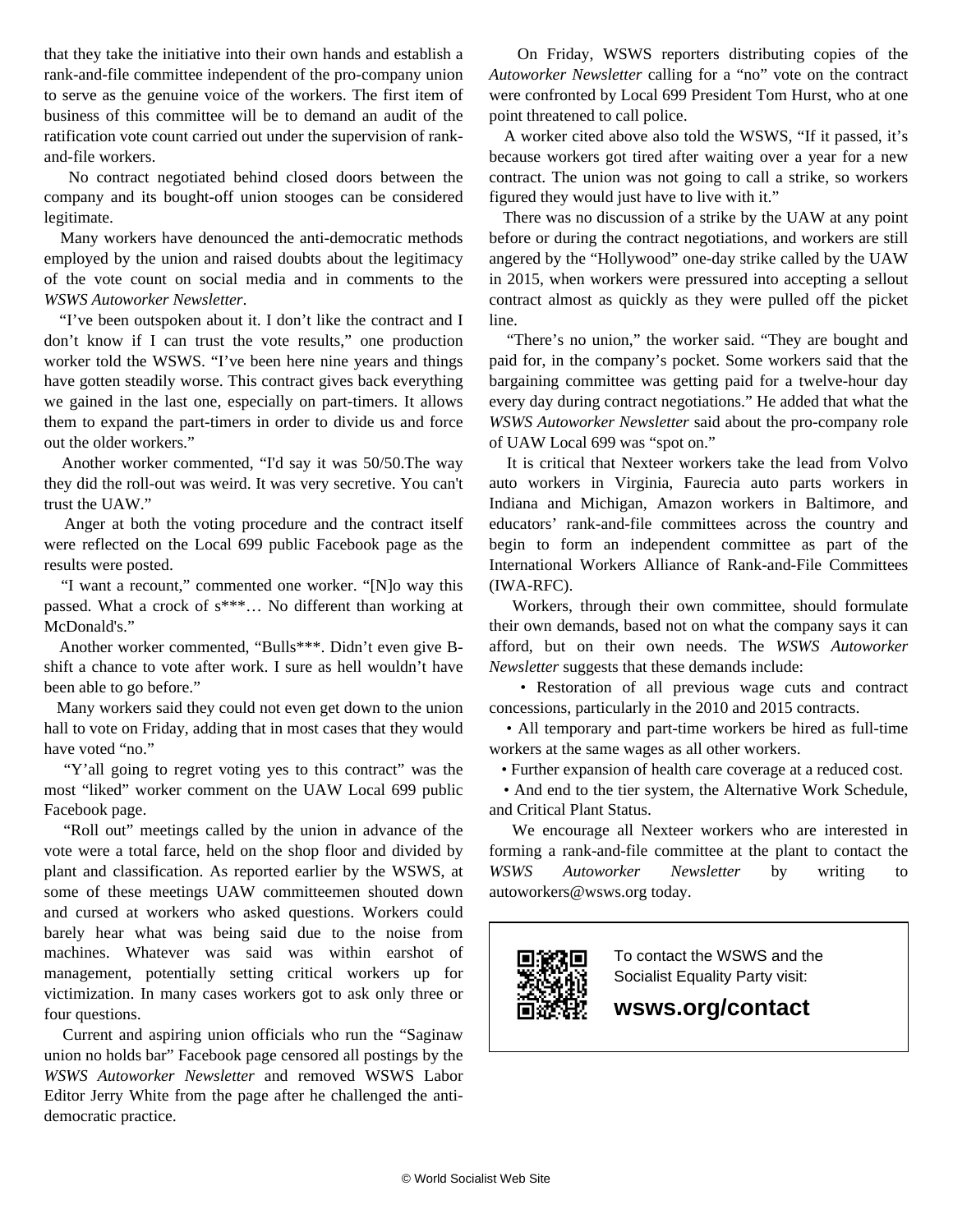that they take the initiative into their own hands and establish a rank-and-file committee independent of the pro-company union to serve as the genuine voice of the workers. The first item of business of this committee will be to demand an audit of the ratification vote count carried out under the supervision of rank-and-file workers.

No contract negotiated behind closed doors between the company and its bought-off union stooges can be considered legitimate.

Many workers have denounced the anti-democratic methods employed by the union and raised doubts about the legitimacy of the vote count on social media and in comments to the *WSWS Autoworker Newsletter*.

"I've been outspoken about it. I don't like the contract and I don't know if I can trust the vote results," one production worker told the WSWS. "I've been here nine years and things have gotten steadily worse. This contract gives back everything we gained in the last one, especially on part-timers. It allows them to expand the part-timers in order to divide us and force out the older workers."

Another worker commented, "I'd say it was 50/50.The way they did the roll-out was weird. It was very secretive. You can't trust the UAW."

Anger at both the voting procedure and the contract itself were reflected on the Local 699 public Facebook page as the results were posted.

"I want a recount," commented one worker. "[N]o way this passed. What a crock of s***… No different than working at McDonald's."

Another worker commented, "Bulls***. Didn't even give B-shift a chance to vote after work. I sure as hell wouldn't have been able to go before."

Many workers said they could not even get down to the union hall to vote on Friday, adding that in most cases that they would have voted "no."

"Y'all going to regret voting yes to this contract" was the most "liked" worker comment on the UAW Local 699 public Facebook page.

"Roll out" meetings called by the union in advance of the vote were a total farce, held on the shop floor and divided by plant and classification. As reported earlier by the WSWS, at some of these meetings UAW committeemen shouted down and cursed at workers who asked questions. Workers could barely hear what was being said due to the noise from machines. Whatever was said was within earshot of management, potentially setting critical workers up for victimization. In many cases workers got to ask only three or four questions.

Current and aspiring union officials who run the "Saginaw union no holds bar" Facebook page censored all postings by the *WSWS Autoworker Newsletter* and removed WSWS Labor Editor Jerry White from the page after he challenged the anti-democratic practice.

On Friday, WSWS reporters distributing copies of the *Autoworker Newsletter* calling for a "no" vote on the contract were confronted by Local 699 President Tom Hurst, who at one point threatened to call police.

A worker cited above also told the WSWS, "If it passed, it's because workers got tired after waiting over a year for a new contract. The union was not going to call a strike, so workers figured they would just have to live with it."

There was no discussion of a strike by the UAW at any point before or during the contract negotiations, and workers are still angered by the "Hollywood" one-day strike called by the UAW in 2015, when workers were pressured into accepting a sellout contract almost as quickly as they were pulled off the picket line.

"There's no union," the worker said. "They are bought and paid for, in the company's pocket. Some workers said that the bargaining committee was getting paid for a twelve-hour day every day during contract negotiations." He added that what the *WSWS Autoworker Newsletter* said about the pro-company role of UAW Local 699 was "spot on."

It is critical that Nexteer workers take the lead from Volvo auto workers in Virginia, Faurecia auto parts workers in Indiana and Michigan, Amazon workers in Baltimore, and educators' rank-and-file committees across the country and begin to form an independent committee as part of the International Workers Alliance of Rank-and-File Committees (IWA-RFC).

Workers, through their own committee, should formulate their own demands, based not on what the company says it can afford, but on their own needs. The *WSWS Autoworker Newsletter* suggests that these demands include:

- Restoration of all previous wage cuts and contract concessions, particularly in the 2010 and 2015 contracts.
- All temporary and part-time workers be hired as full-time workers at the same wages as all other workers.
- Further expansion of health care coverage at a reduced cost.
- And end to the tier system, the Alternative Work Schedule, and Critical Plant Status.

We encourage all Nexteer workers who are interested in forming a rank-and-file committee at the plant to contact the *WSWS Autoworker Newsletter* by writing to autoworkers@wsws.org today.

To contact the WSWS and the Socialist Equality Party visit:

**wsws.org/contact**